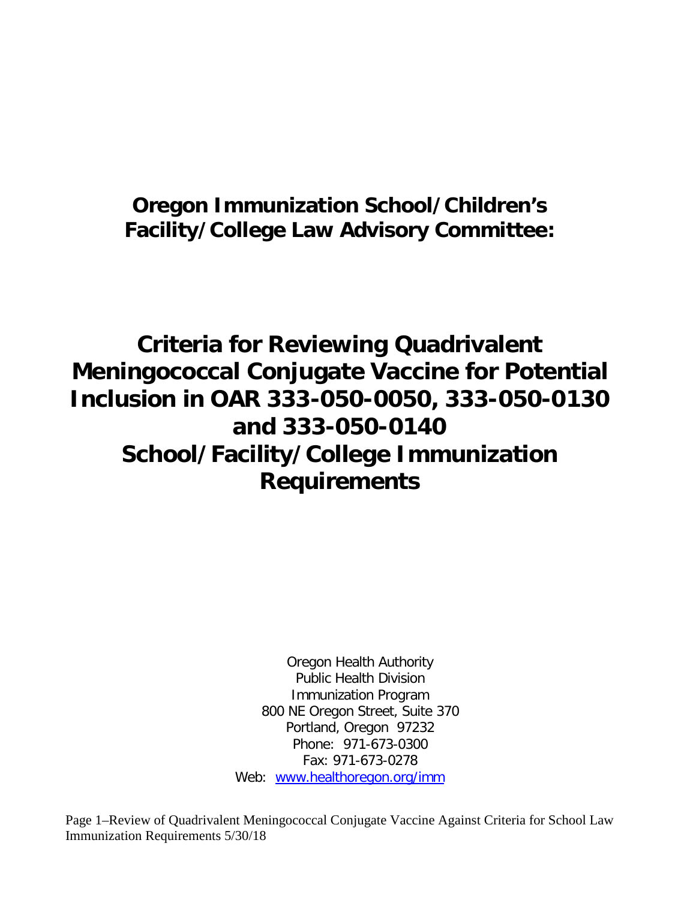# Oregon Immunization School/Children's Facility/College Law Advisory Committee:

# Criteria for Reviewing Quadrivalent Meningococcal Conjugate Vaccine for Potential Inclusion in OAR 333-050-0050, 333-050-0130 and 333-050-0140 School/Facility/College Immunization Requirements

Oregon Health Authority
Public Health Division
Immunization Program
800 NE Oregon Street, Suite 370
Portland, Oregon 97232
Phone: 971-673-0300
Fax: 971-673-0278
Web: [www.healthoregon.org/imm](http://www.healthoregon.org/imm)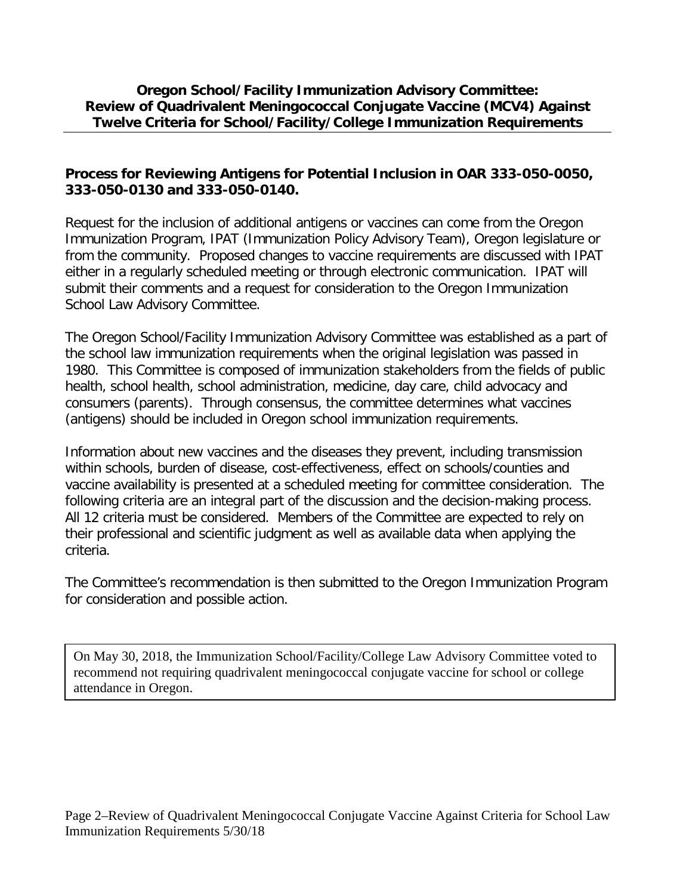**Oregon School/Facility Immunization Advisory Committee: Review of Quadrivalent Meningococcal Conjugate Vaccine (MCV4) Against Twelve Criteria for School/Facility/College Immunization Requirements**

**Process for Reviewing Antigens for Potential Inclusion in OAR 333-050-0050, 333-050-0130 and 333-050-0140.**

Request for the inclusion of additional antigens or vaccines can come from the Oregon Immunization Program, IPAT (Immunization Policy Advisory Team), Oregon legislature or from the community. Proposed changes to vaccine requirements are discussed with IPAT either in a regularly scheduled meeting or through electronic communication. IPAT will submit their comments and a request for consideration to the Oregon Immunization School Law Advisory Committee.

The Oregon School/Facility Immunization Advisory Committee was established as a part of the school law immunization requirements when the original legislation was passed in 1980. This Committee is composed of immunization stakeholders from the fields of public health, school health, school administration, medicine, day care, child advocacy and consumers (parents). Through consensus, the committee determines what vaccines (antigens) should be included in Oregon school immunization requirements.

Information about new vaccines and the diseases they prevent, including transmission within schools, burden of disease, cost-effectiveness, effect on schools/counties and vaccine availability is presented at a scheduled meeting for committee consideration. The following criteria are an integral part of the discussion and the decision-making process. All 12 criteria must be considered. Members of the Committee are expected to rely on their professional and scientific judgment as well as available data when applying the criteria.

The Committee's recommendation is then submitted to the Oregon Immunization Program for consideration and possible action.

On May 30, 2018, the Immunization School/Facility/College Law Advisory Committee voted to recommend not requiring quadrivalent meningococcal conjugate vaccine for school or college attendance in Oregon.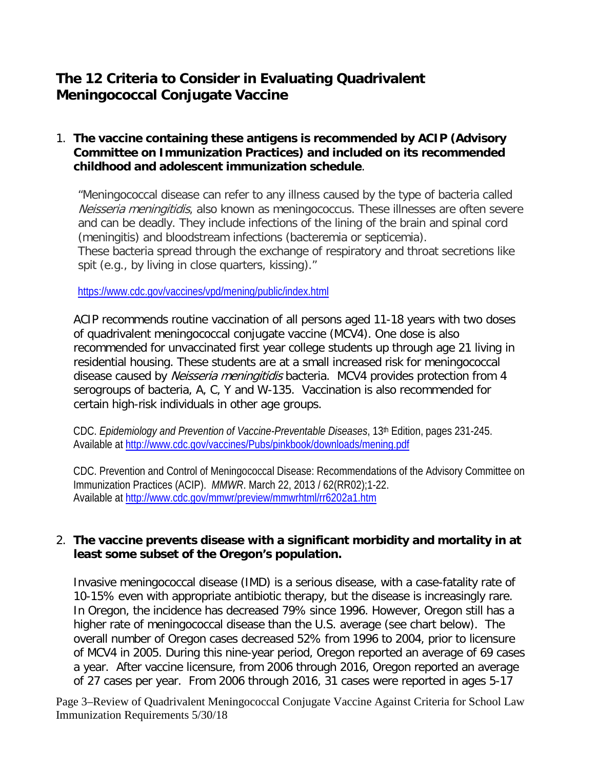# The 12 Criteria to Consider in Evaluating Quadrivalent Meningococcal Conjugate Vaccine

1. **The vaccine containing these antigens is recommended by ACIP (Advisory Committee on Immunization Practices) and included on its recommended childhood and adolescent immunization schedule**.

   "Meningococcal disease can refer to any illness caused by the type of bacteria called *Neisseria meningitidis*, also known as meningococcus. These illnesses are often severe and can be deadly. They include infections of the lining of the brain and spinal cord (meningitis) and bloodstream infections (bacteremia or septicemia).
   These bacteria spread through the exchange of respiratory and throat secretions like spit (e.g., by living in close quarters, kissing)."

   https://www.cdc.gov/vaccines/vpd/mening/public/index.html

   ACIP recommends routine vaccination of all persons aged 11-18 years with two doses of quadrivalent meningococcal conjugate vaccine (MCV4). One dose is also recommended for unvaccinated first year college students up through age 21 living in residential housing. These students are at a small increased risk for meningococcal disease caused by *Neisseria meningitidis* bacteria. MCV4 provides protection from 4 serogroups of bacteria, A, C, Y and W-135. Vaccination is also recommended for certain high-risk individuals in other age groups.

   CDC. *Epidemiology and Prevention of Vaccine-Preventable Diseases*, 13th Edition, pages 231-245. Available at http://www.cdc.gov/vaccines/Pubs/pinkbook/downloads/mening.pdf

   CDC. Prevention and Control of Meningococcal Disease: Recommendations of the Advisory Committee on Immunization Practices (ACIP). *MMWR*. March 22, 2013 / 62(RR02);1-22. Available at http://www.cdc.gov/mmwr/preview/mmwrhtml/rr6202a1.htm

2. **The vaccine prevents disease with a significant morbidity and mortality in at least some subset of the Oregon's population.**

   Invasive meningococcal disease (IMD) is a serious disease, with a case-fatality rate of 10-15% even with appropriate antibiotic therapy, but the disease is increasingly rare. In Oregon, the incidence has decreased 79% since 1996. However, Oregon still has a higher rate of meningococcal disease than the U.S. average (see chart below). The overall number of Oregon cases decreased 52% from 1996 to 2004, prior to licensure of MCV4 in 2005. During this nine-year period, Oregon reported an average of 69 cases a year. After vaccine licensure, from 2006 through 2016, Oregon reported an average of 27 cases per year. From 2006 through 2016, 31 cases were reported in ages 5-17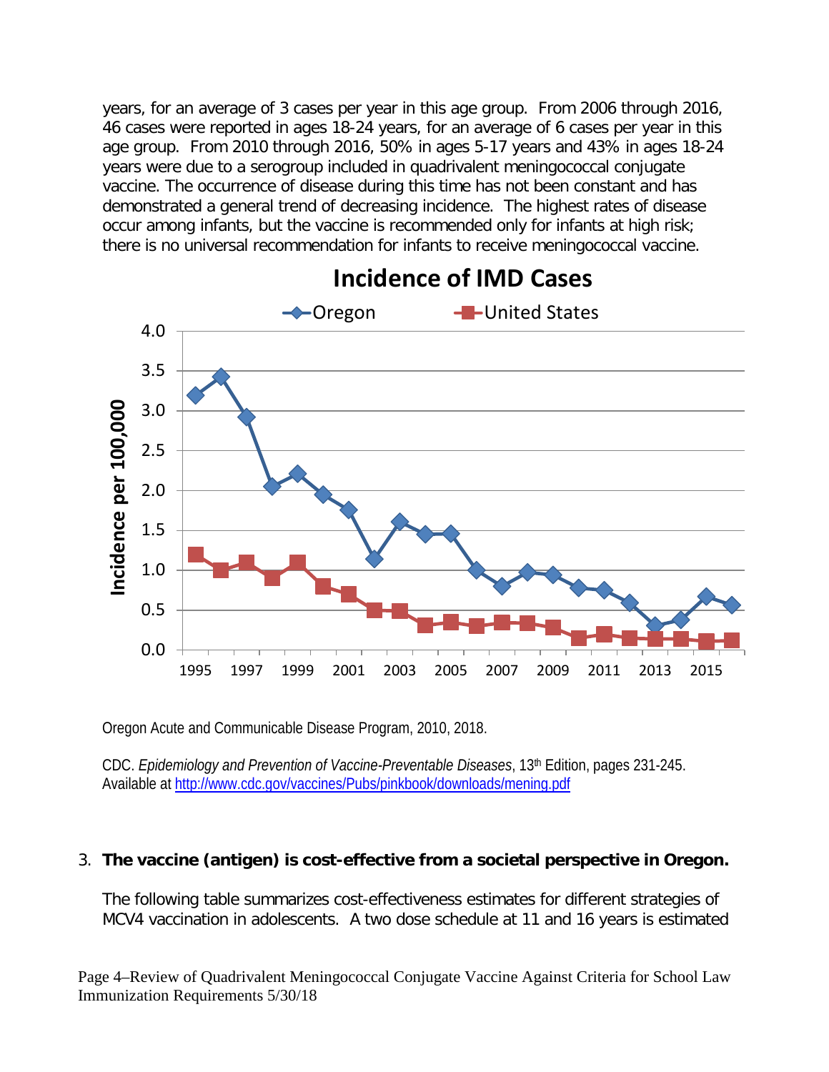years, for an average of 3 cases per year in this age group. From 2006 through 2016, 46 cases were reported in ages 18-24 years, for an average of 6 cases per year in this age group. From 2010 through 2016, 50% in ages 5-17 years and 43% in ages 18-24 years were due to a serogroup included in quadrivalent meningococcal conjugate vaccine. The occurrence of disease during this time has not been constant and has demonstrated a general trend of decreasing incidence. The highest rates of disease occur among infants, but the vaccine is recommended only for infants at high risk; there is no universal recommendation for infants to receive meningococcal vaccine.

**Incidence of IMD Cases**

Oregon Acute and Communicable Disease Program, 2010, 2018.

CDC. *Epidemiology and Prevention of Vaccine-Preventable Diseases*, 13th Edition, pages 231-245. Available at [http://www.cdc.gov/vaccines/Pubs/pinkbook/downloads/mening.pdf](http://www.cdc.gov/vaccines/Pubs/pinkbook/downloads/mening.pdf)

3. **The vaccine (antigen) is cost-effective from a societal perspective in Oregon.**

   The following table summarizes cost-effectiveness estimates for different strategies of MCV4 vaccination in adolescents. A two dose schedule at 11 and 16 years is estimated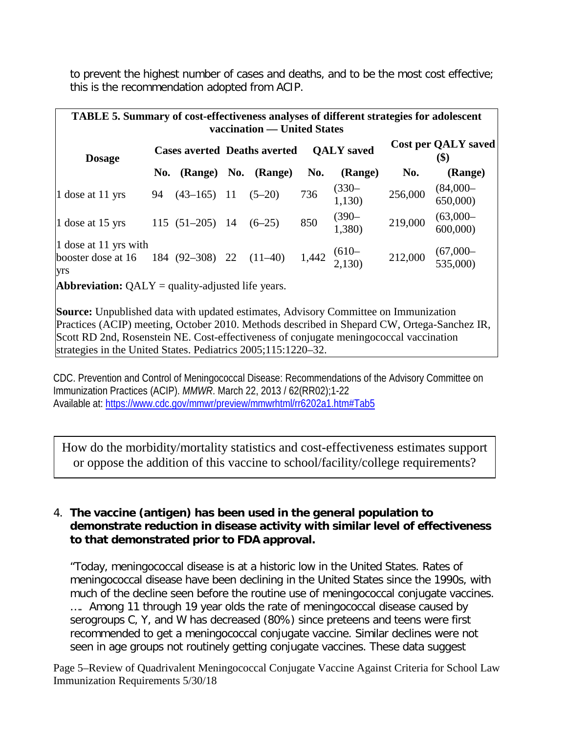to prevent the highest number of cases and deaths, and to be the most cost effective; this is the recommendation adopted from ACIP.

**TABLE 5. Summary of cost-effectiveness analyses of different strategies for adolescent vaccination — United States**

| Dosage | Cases averted | | Deaths averted | | QALY saved | | Cost per QALY saved ($) | |
|---|---|---|---|---|---|---|---|---|
| | No. | (Range) | No. | (Range) | No. | (Range) | No. | (Range) |
| 1 dose at 11 yrs | 94 | (43–165) | 11 | (5–20) | 736 | (330–1,130) | 256,000 | (84,000–650,000) |
| 1 dose at 15 yrs | 115 | (51–205) | 14 | (6–25) | 850 | (390–1,380) | 219,000 | (63,000–600,000) |
| 1 dose at 11 yrs with booster dose at 16 yrs | 184 | (92–308) | 22 | (11–40) | 1,442 | (610–2,130) | 212,000 | (67,000–535,000) |

**Abbreviation:** QALY = quality-adjusted life years.

**Source:** Unpublished data with updated estimates, Advisory Committee on Immunization Practices (ACIP) meeting, October 2010. Methods described in Shepard CW, Ortega-Sanchez IR, Scott RD 2nd, Rosenstein NE. Cost-effectiveness of conjugate meningococcal vaccination strategies in the United States. Pediatrics 2005;115:1220–32.

CDC. Prevention and Control of Meningococcal Disease: Recommendations of the Advisory Committee on Immunization Practices (ACIP). *MMWR*. March 22, 2013 / 62(RR02);1-22
Available at: https://www.cdc.gov/mmwr/preview/mmwrhtml/rr6202a1.htm#Tab5

> How do the morbidity/mortality statistics and cost-effectiveness estimates support or oppose the addition of this vaccine to school/facility/college requirements?

4. **The vaccine (antigen) has been used in the general population to demonstrate reduction in disease activity with similar level of effectiveness to that demonstrated prior to FDA approval.**

   "Today, meningococcal disease is at a historic low in the United States. Rates of meningococcal disease have been declining in the United States since the 1990s, with much of the decline seen before the routine use of meningococcal conjugate vaccines. …. Among 11 through 19 year olds the rate of meningococcal disease caused by serogroups C, Y, and W has decreased (80%) since preteens and teens were first recommended to get a meningococcal conjugate vaccine. Similar declines were not seen in age groups not routinely getting conjugate vaccines. These data suggest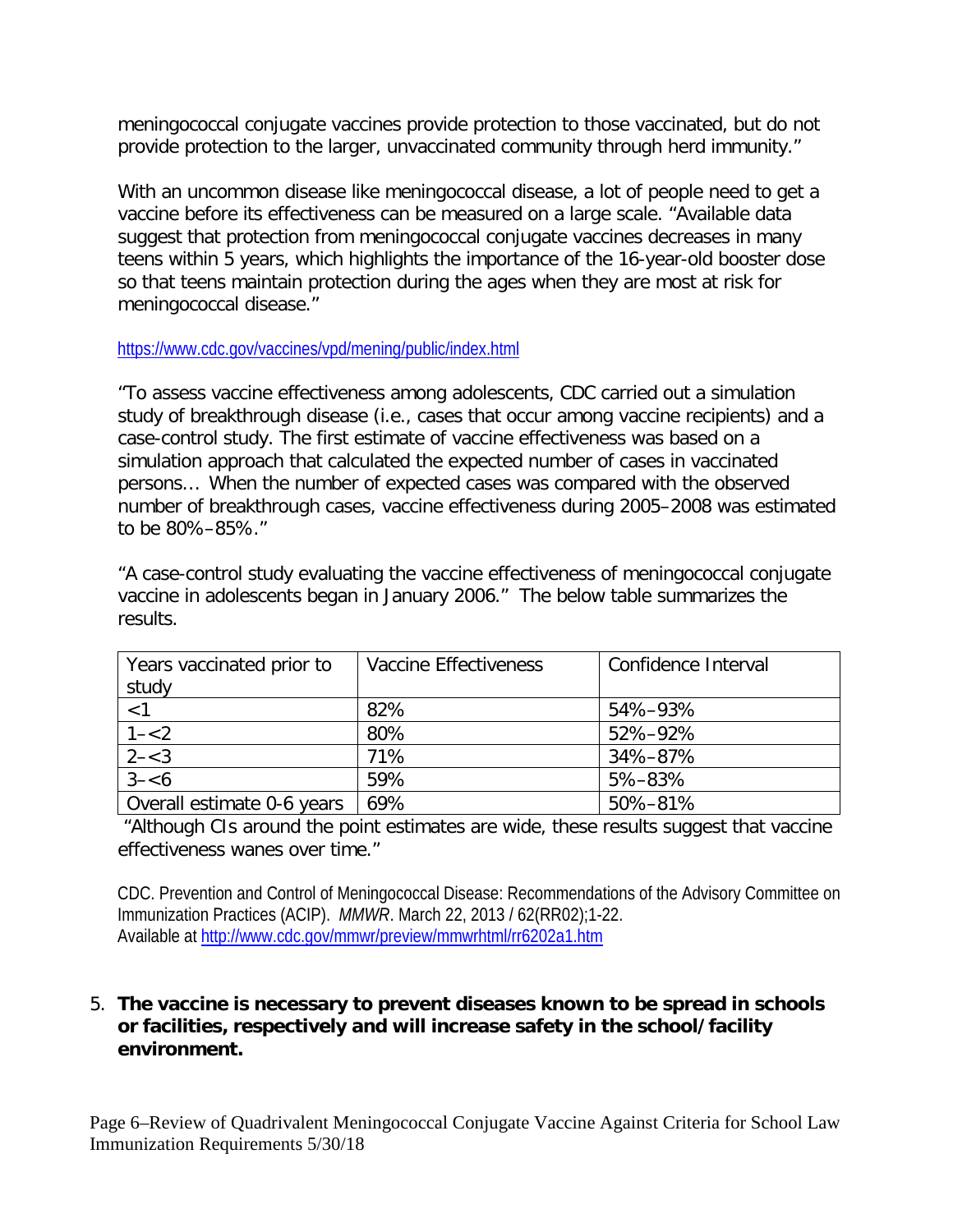meningococcal conjugate vaccines provide protection to those vaccinated, but do not provide protection to the larger, unvaccinated community through herd immunity."

With an uncommon disease like meningococcal disease, a lot of people need to get a vaccine before its effectiveness can be measured on a large scale. "Available data suggest that protection from meningococcal conjugate vaccines decreases in many teens within 5 years, which highlights the importance of the 16-year-old booster dose so that teens maintain protection during the ages when they are most at risk for meningococcal disease."

https://www.cdc.gov/vaccines/vpd/mening/public/index.html

"To assess vaccine effectiveness among adolescents, CDC carried out a simulation study of breakthrough disease (i.e., cases that occur among vaccine recipients) and a case-control study. The first estimate of vaccine effectiveness was based on a simulation approach that calculated the expected number of cases in vaccinated persons… When the number of expected cases was compared with the observed number of breakthrough cases, vaccine effectiveness during 2005–2008 was estimated to be 80%–85%."

"A case-control study evaluating the vaccine effectiveness of meningococcal conjugate vaccine in adolescents began in January 2006." The below table summarizes the results.

| Years vaccinated prior to study | Vaccine Effectiveness | Confidence Interval |
|---|---|---|
| <1 | 82% | 54%–93% |
| 1–<2 | 80% | 52%–92% |
| 2–<3 | 71% | 34%–87% |
| 3–<6 | 59% | 5%–83% |
| Overall estimate 0-6 years | 69% | 50%–81% |

"Although CIs around the point estimates are wide, these results suggest that vaccine effectiveness wanes over time."

CDC. Prevention and Control of Meningococcal Disease: Recommendations of the Advisory Committee on Immunization Practices (ACIP). *MMWR*. March 22, 2013 / 62(RR02);1-22.
Available at http://www.cdc.gov/mmwr/preview/mmwrhtml/rr6202a1.htm

5. **The vaccine is necessary to prevent diseases known to be spread in schools or facilities, respectively and will increase safety in the school/facility environment.**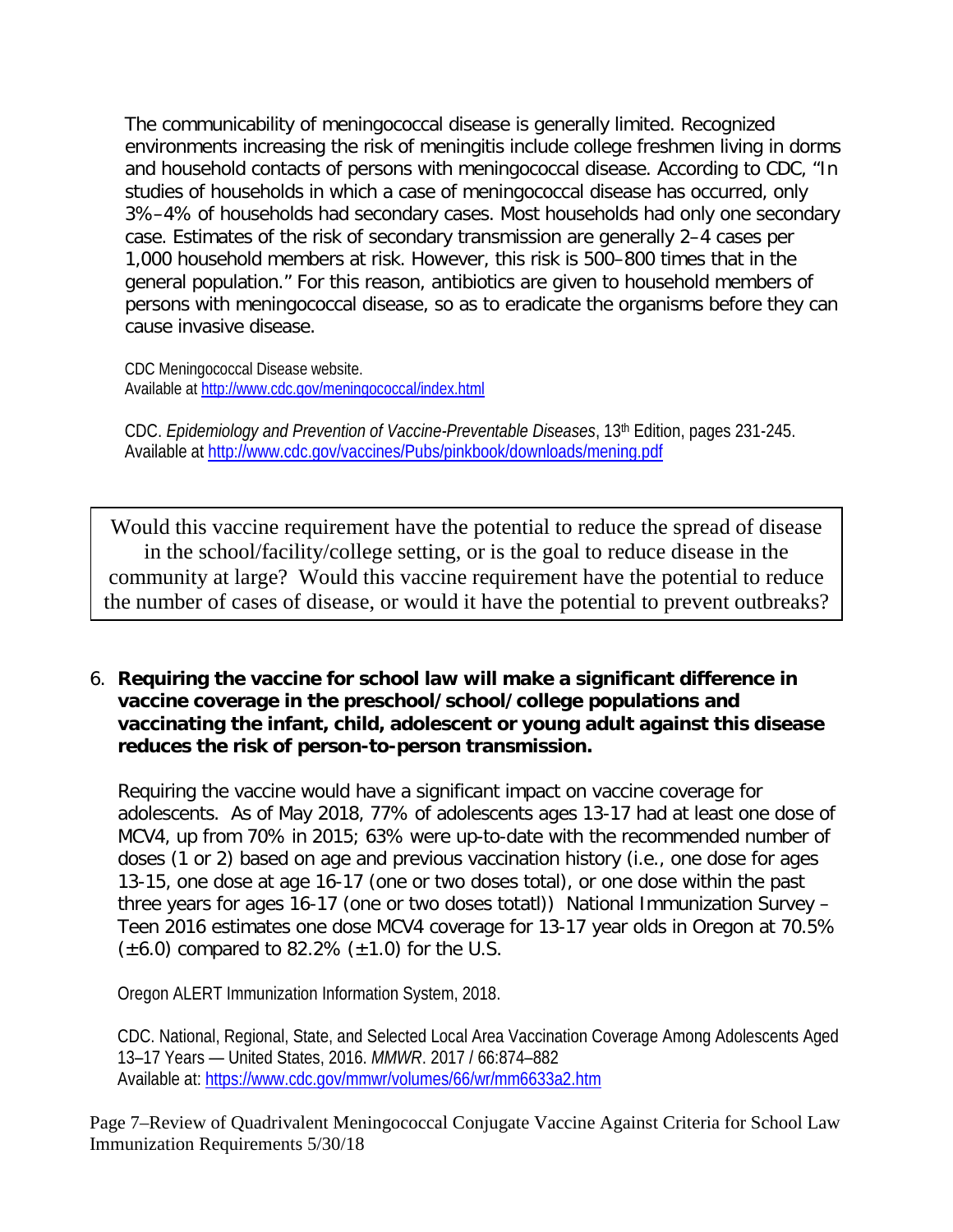The communicability of meningococcal disease is generally limited. Recognized environments increasing the risk of meningitis include college freshmen living in dorms and household contacts of persons with meningococcal disease. According to CDC, "In studies of households in which a case of meningococcal disease has occurred, only 3%–4% of households had secondary cases. Most households had only one secondary case. Estimates of the risk of secondary transmission are generally 2–4 cases per 1,000 household members at risk. However, this risk is 500–800 times that in the general population." For this reason, antibiotics are given to household members of persons with meningococcal disease, so as to eradicate the organisms before they can cause invasive disease.

CDC Meningococcal Disease website.
Available at http://www.cdc.gov/meningococcal/index.html

CDC. *Epidemiology and Prevention of Vaccine-Preventable Diseases*, 13th Edition, pages 231-245.
Available at http://www.cdc.gov/vaccines/Pubs/pinkbook/downloads/mening.pdf

> Would this vaccine requirement have the potential to reduce the spread of disease in the school/facility/college setting, or is the goal to reduce disease in the community at large? Would this vaccine requirement have the potential to reduce the number of cases of disease, or would it have the potential to prevent outbreaks?

6. **Requiring the vaccine for school law will make a significant difference in vaccine coverage in the preschool/school/college populations and vaccinating the infant, child, adolescent or young adult against this disease reduces the risk of person-to-person transmission.**

Requiring the vaccine would have a significant impact on vaccine coverage for adolescents. As of May 2018, 77% of adolescents ages 13-17 had at least one dose of MCV4, up from 70% in 2015; 63% were up-to-date with the recommended number of doses (1 or 2) based on age and previous vaccination history (i.e., one dose for ages 13-15, one dose at age 16-17 (one or two doses total), or one dose within the past three years for ages 16-17 (one or two doses totatl)) National Immunization Survey – Teen 2016 estimates one dose MCV4 coverage for 13-17 year olds in Oregon at 70.5% (±6.0) compared to 82.2% (±1.0) for the U.S.

Oregon ALERT Immunization Information System, 2018.

CDC. National, Regional, State, and Selected Local Area Vaccination Coverage Among Adolescents Aged 13–17 Years — United States, 2016. *MMWR*. 2017 / 66:874–882
Available at: https://www.cdc.gov/mmwr/volumes/66/wr/mm6633a2.htm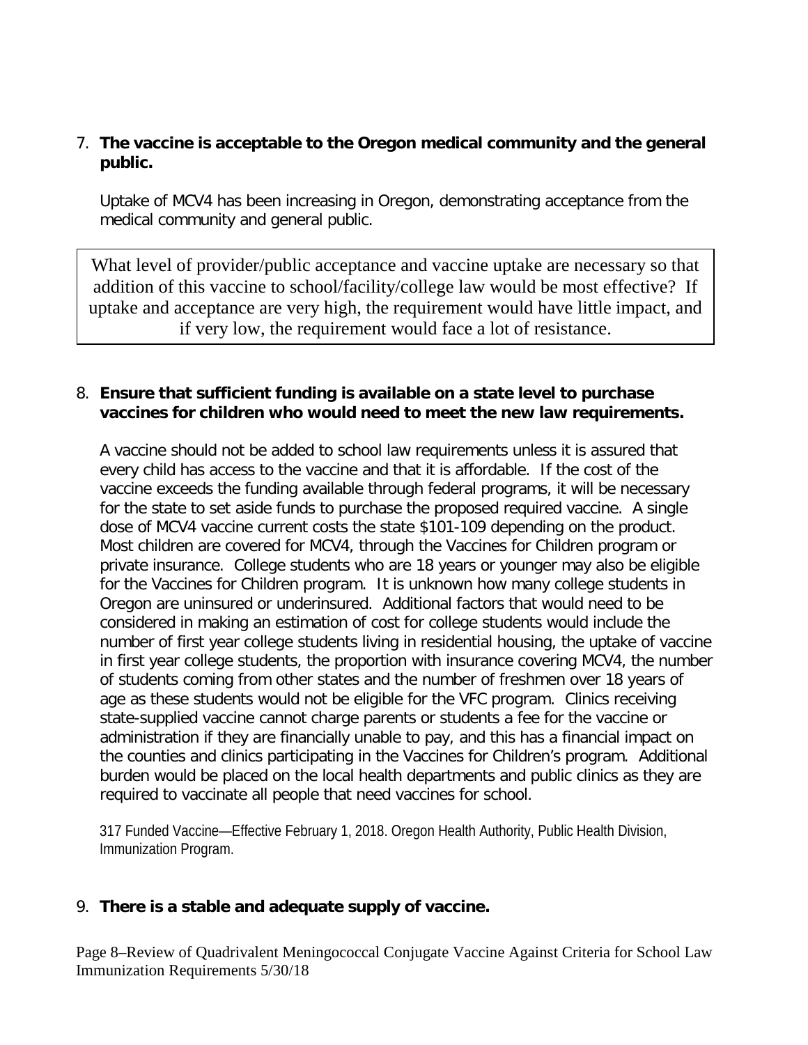7. **The vaccine is acceptable to the Oregon medical community and the general public.**

   Uptake of MCV4 has been increasing in Oregon, demonstrating acceptance from the medical community and general public.

> What level of provider/public acceptance and vaccine uptake are necessary so that addition of this vaccine to school/facility/college law would be most effective? If uptake and acceptance are very high, the requirement would have little impact, and if very low, the requirement would face a lot of resistance.

8. **Ensure that sufficient funding is available on a state level to purchase vaccines for children who would need to meet the new law requirements.**

   A vaccine should not be added to school law requirements unless it is assured that every child has access to the vaccine and that it is affordable. If the cost of the vaccine exceeds the funding available through federal programs, it will be necessary for the state to set aside funds to purchase the proposed required vaccine. A single dose of MCV4 vaccine current costs the state $101-109 depending on the product. Most children are covered for MCV4, through the Vaccines for Children program or private insurance. College students who are 18 years or younger may also be eligible for the Vaccines for Children program. It is unknown how many college students in Oregon are uninsured or underinsured. Additional factors that would need to be considered in making an estimation of cost for college students would include the number of first year college students living in residential housing, the uptake of vaccine in first year college students, the proportion with insurance covering MCV4, the number of students coming from other states and the number of freshmen over 18 years of age as these students would not be eligible for the VFC program. Clinics receiving state-supplied vaccine cannot charge parents or students a fee for the vaccine or administration if they are financially unable to pay, and this has a financial impact on the counties and clinics participating in the Vaccines for Children's program. Additional burden would be placed on the local health departments and public clinics as they are required to vaccinate all people that need vaccines for school.

   317 Funded Vaccine—Effective February 1, 2018. Oregon Health Authority, Public Health Division, Immunization Program.

9. **There is a stable and adequate supply of vaccine.**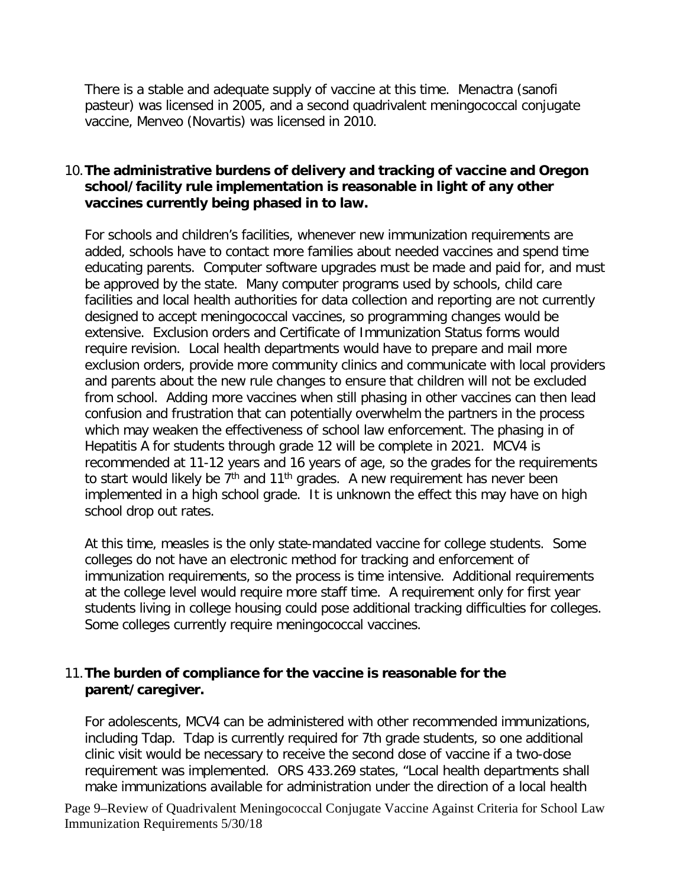There is a stable and adequate supply of vaccine at this time. Menactra (sanofi pasteur) was licensed in 2005, and a second quadrivalent meningococcal conjugate vaccine, Menveo (Novartis) was licensed in 2010.

10. **The administrative burdens of delivery and tracking of vaccine and Oregon school/facility rule implementation is reasonable in light of any other vaccines currently being phased in to law.**

    For schools and children's facilities, whenever new immunization requirements are added, schools have to contact more families about needed vaccines and spend time educating parents. Computer software upgrades must be made and paid for, and must be approved by the state. Many computer programs used by schools, child care facilities and local health authorities for data collection and reporting are not currently designed to accept meningococcal vaccines, so programming changes would be extensive. Exclusion orders and Certificate of Immunization Status forms would require revision. Local health departments would have to prepare and mail more exclusion orders, provide more community clinics and communicate with local providers and parents about the new rule changes to ensure that children will not be excluded from school. Adding more vaccines when still phasing in other vaccines can then lead confusion and frustration that can potentially overwhelm the partners in the process which may weaken the effectiveness of school law enforcement. The phasing in of Hepatitis A for students through grade 12 will be complete in 2021. MCV4 is recommended at 11-12 years and 16 years of age, so the grades for the requirements to start would likely be 7th and 11th grades. A new requirement has never been implemented in a high school grade. It is unknown the effect this may have on high school drop out rates.

    At this time, measles is the only state-mandated vaccine for college students. Some colleges do not have an electronic method for tracking and enforcement of immunization requirements, so the process is time intensive. Additional requirements at the college level would require more staff time. A requirement only for first year students living in college housing could pose additional tracking difficulties for colleges. Some colleges currently require meningococcal vaccines.

11. **The burden of compliance for the vaccine is reasonable for the parent/caregiver.**

    For adolescents, MCV4 can be administered with other recommended immunizations, including Tdap. Tdap is currently required for 7th grade students, so one additional clinic visit would be necessary to receive the second dose of vaccine if a two-dose requirement was implemented. ORS 433.269 states, "Local health departments shall make immunizations available for administration under the direction of a local health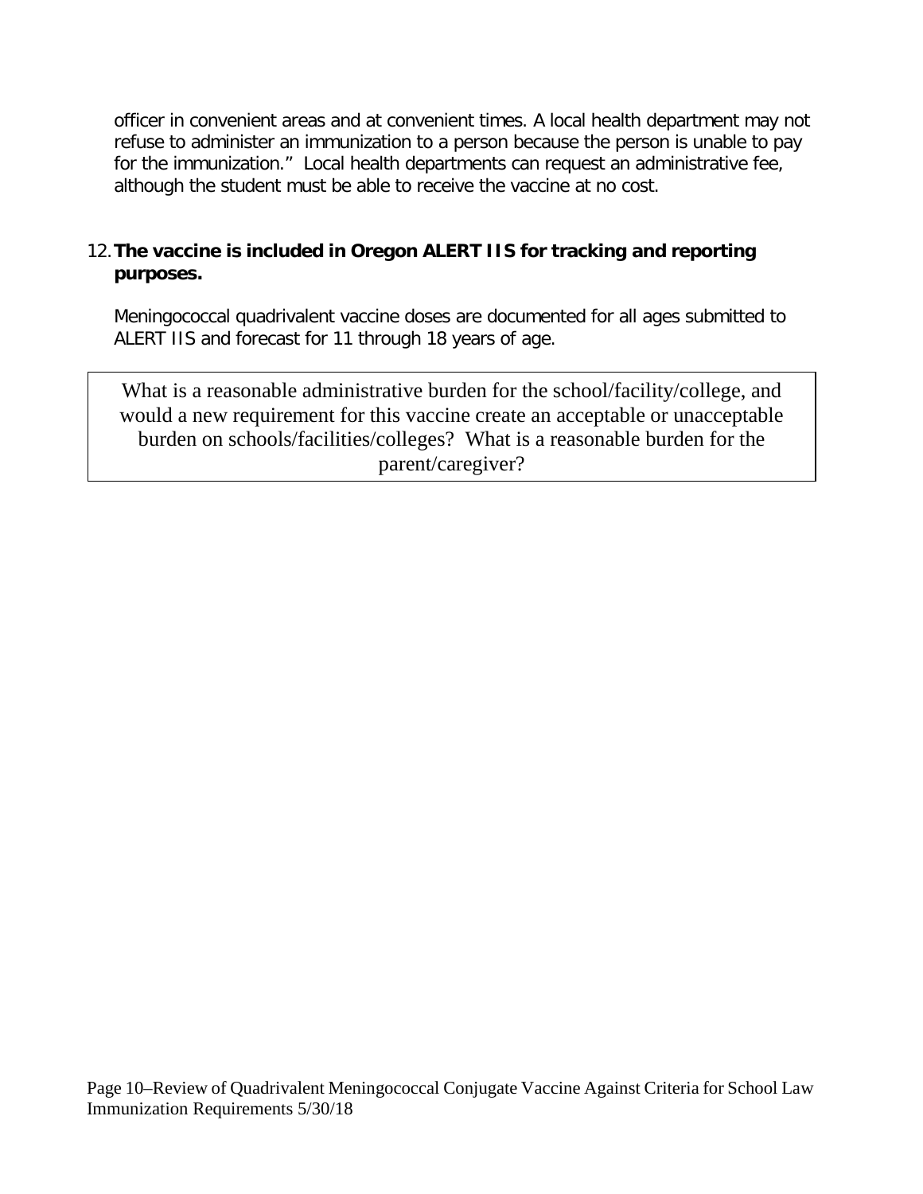officer in convenient areas and at convenient times. A local health department may not refuse to administer an immunization to a person because the person is unable to pay for the immunization." Local health departments can request an administrative fee, although the student must be able to receive the vaccine at no cost.

12. **The vaccine is included in Oregon ALERT IIS for tracking and reporting purposes.**

Meningococcal quadrivalent vaccine doses are documented for all ages submitted to ALERT IIS and forecast for 11 through 18 years of age.

| |
|---|
| What is a reasonable administrative burden for the school/facility/college, and would a new requirement for this vaccine create an acceptable or unacceptable burden on schools/facilities/colleges? What is a reasonable burden for the parent/caregiver? |